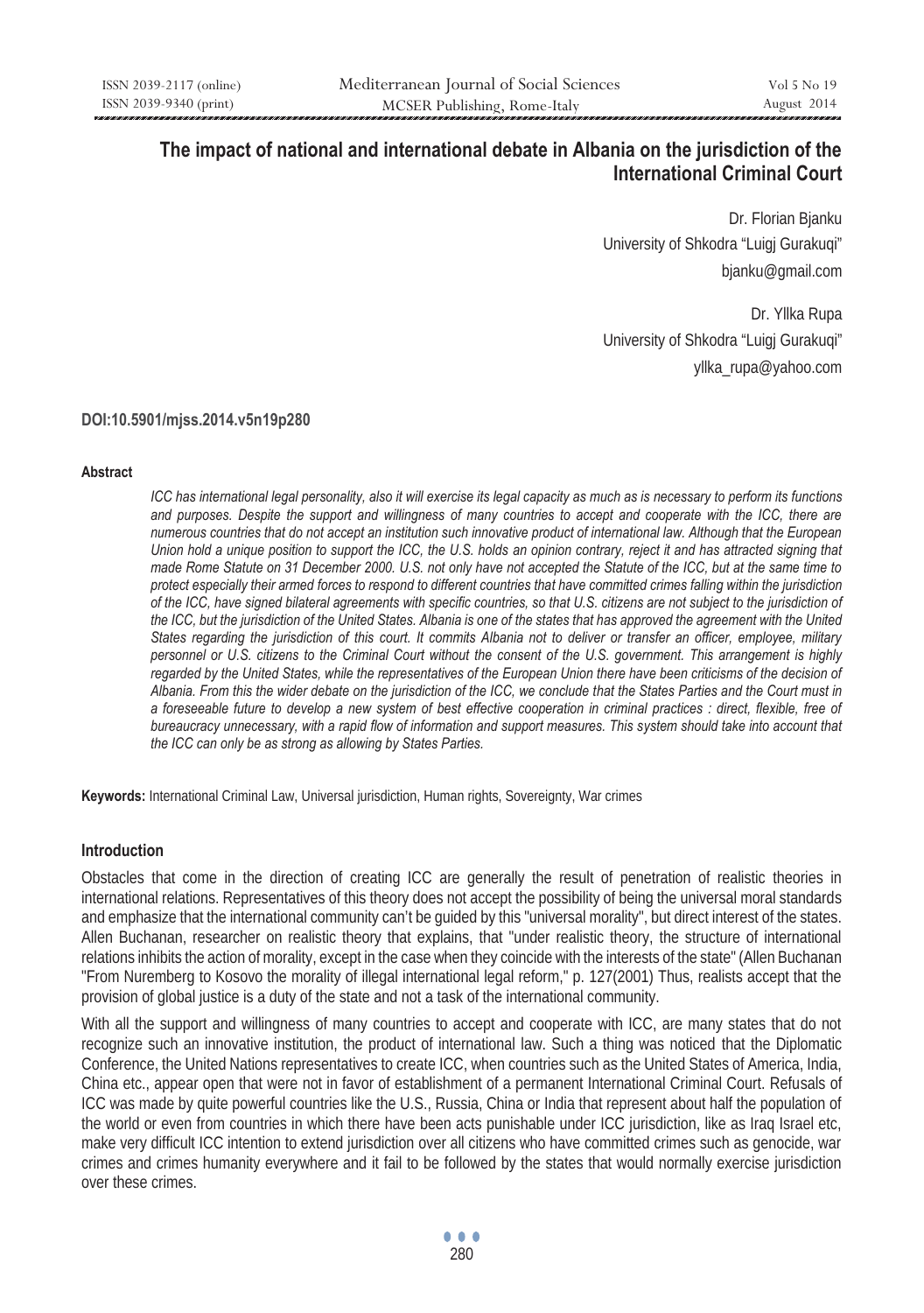# The impact of national and international debate in Albania on the jurisdiction of the International Criminal Court

Dr. Florian Bjanku
University of Shkodra "Luigj Gurakuqi"
bjanku@gmail.com

Dr. Yllka Rupa
University of Shkodra "Luigj Gurakuqi"
yllka_rupa@yahoo.com

**DOI:10.5901/mjss.2014.v5n19p280**

#### Abstract

*ICC has international legal personality, also it will exercise its legal capacity as much as is necessary to perform its functions and purposes. Despite the support and willingness of many countries to accept and cooperate with the ICC, there are numerous countries that do not accept an institution such innovative product of international law. Although that the European Union hold a unique position to support the ICC, the U.S. holds an opinion contrary, reject it and has attracted signing that made Rome Statute on 31 December 2000. U.S. not only have not accepted the Statute of the ICC, but at the same time to protect especially their armed forces to respond to different countries that have committed crimes falling within the jurisdiction of the ICC, have signed bilateral agreements with specific countries, so that U.S. citizens are not subject to the jurisdiction of the ICC, but the jurisdiction of the United States. Albania is one of the states that has approved the agreement with the United States regarding the jurisdiction of this court. It commits Albania not to deliver or transfer an officer, employee, military personnel or U.S. citizens to the Criminal Court without the consent of the U.S. government. This arrangement is highly regarded by the United States, while the representatives of the European Union there have been criticisms of the decision of Albania. From this the wider debate on the jurisdiction of the ICC, we conclude that the States Parties and the Court must in a foreseeable future to develop a new system of best effective cooperation in criminal practices : direct, flexible, free of bureaucracy unnecessary, with a rapid flow of information and support measures. This system should take into account that the ICC can only be as strong as allowing by States Parties.*

**Keywords:** International Criminal Law, Universal jurisdiction, Human rights, Sovereignty, War crimes

## Introduction

Obstacles that come in the direction of creating ICC are generally the result of penetration of realistic theories in international relations. Representatives of this theory does not accept the possibility of being the universal moral standards and emphasize that the international community can't be guided by this "universal morality", but direct interest of the states. Allen Buchanan, researcher on realistic theory that explains, that "under realistic theory, the structure of international relations inhibits the action of morality, except in the case when they coincide with the interests of the state" (Allen Buchanan "From Nuremberg to Kosovo the morality of illegal international legal reform," p. 127(2001) Thus, realists accept that the provision of global justice is a duty of the state and not a task of the international community.

With all the support and willingness of many countries to accept and cooperate with ICC, are many states that do not recognize such an innovative institution, the product of international law. Such a thing was noticed that the Diplomatic Conference, the United Nations representatives to create ICC, when countries such as the United States of America, India, China etc., appear open that were not in favor of establishment of a permanent International Criminal Court. Refusals of ICC was made by quite powerful countries like the U.S., Russia, China or India that represent about half the population of the world or even from countries in which there have been acts punishable under ICC jurisdiction, like as Iraq Israel etc, make very difficult ICC intention to extend jurisdiction over all citizens who have committed crimes such as genocide, war crimes and crimes humanity everywhere and it fail to be followed by the states that would normally exercise jurisdiction over these crimes.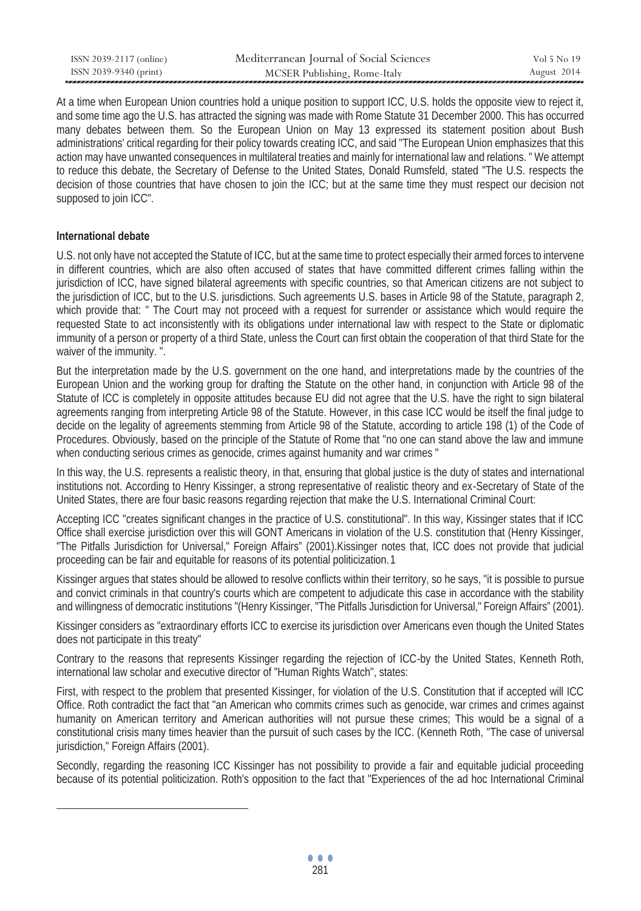At a time when European Union countries hold a unique position to support ICC, U.S. holds the opposite view to reject it, and some time ago the U.S. has attracted the signing was made with Rome Statute 31 December 2000. This has occurred many debates between them. So the European Union on May 13 expressed its statement position about Bush administrations' critical regarding for their policy towards creating ICC, and said "The European Union emphasizes that this action may have unwanted consequences in multilateral treaties and mainly for international law and relations. " We attempt to reduce this debate, the Secretary of Defense to the United States, Donald Rumsfeld, stated "The U.S. respects the decision of those countries that have chosen to join the ICC; but at the same time they must respect our decision not supposed to join ICC".

**International debate**

U.S. not only have not accepted the Statute of ICC, but at the same time to protect especially their armed forces to intervene in different countries, which are also often accused of states that have committed different crimes falling within the jurisdiction of ICC, have signed bilateral agreements with specific countries, so that American citizens are not subject to the jurisdiction of ICC, but to the U.S. jurisdictions. Such agreements U.S. bases in Article 98 of the Statute, paragraph 2, which provide that: " The Court may not proceed with a request for surrender or assistance which would require the requested State to act inconsistently with its obligations under international law with respect to the State or diplomatic immunity of a person or property of a third State, unless the Court can first obtain the cooperation of that third State for the waiver of the immunity. ".

But the interpretation made by the U.S. government on the one hand, and interpretations made by the countries of the European Union and the working group for drafting the Statute on the other hand, in conjunction with Article 98 of the Statute of ICC is completely in opposite attitudes because EU did not agree that the U.S. have the right to sign bilateral agreements ranging from interpreting Article 98 of the Statute. However, in this case ICC would be itself the final judge to decide on the legality of agreements stemming from Article 98 of the Statute, according to article 198 (1) of the Code of Procedures. Obviously, based on the principle of the Statute of Rome that "no one can stand above the law and immune when conducting serious crimes as genocide, crimes against humanity and war crimes "

In this way, the U.S. represents a realistic theory, in that, ensuring that global justice is the duty of states and international institutions not. According to Henry Kissinger, a strong representative of realistic theory and ex-Secretary of State of the United States, there are four basic reasons regarding rejection that make the U.S. International Criminal Court:

Accepting ICC "creates significant changes in the practice of U.S. constitutional". In this way, Kissinger states that if ICC Office shall exercise jurisdiction over this will GONT Americans in violation of the U.S. constitution that (Henry Kissinger, "The Pitfalls Jurisdiction for Universal," Foreign Affairs" (2001).Kissinger notes that, ICC does not provide that judicial proceeding can be fair and equitable for reasons of its potential politicization.[1]

Kissinger argues that states should be allowed to resolve conflicts within their territory, so he says, "it is possible to pursue and convict criminals in that country's courts which are competent to adjudicate this case in accordance with the stability and willingness of democratic institutions "(Henry Kissinger, "The Pitfalls Jurisdiction for Universal," Foreign Affairs" (2001).

Kissinger considers as "extraordinary efforts ICC to exercise its jurisdiction over Americans even though the United States does not participate in this treaty"

Contrary to the reasons that represents Kissinger regarding the rejection of ICC-by the United States, Kenneth Roth, international law scholar and executive director of "Human Rights Watch", states:

First, with respect to the problem that presented Kissinger, for violation of the U.S. Constitution that if accepted will ICC Office. Roth contradict the fact that "an American who commits crimes such as genocide, war crimes and crimes against humanity on American territory and American authorities will not pursue these crimes; This would be a signal of a constitutional crisis many times heavier than the pursuit of such cases by the ICC. (Kenneth Roth, "The case of universal jurisdiction," Foreign Affairs (2001).

Secondly, regarding the reasoning ICC Kissinger has not possibility to provide a fair and equitable judicial proceeding because of its potential politicization. Roth's opposition to the fact that "Experiences of the ad hoc International Criminal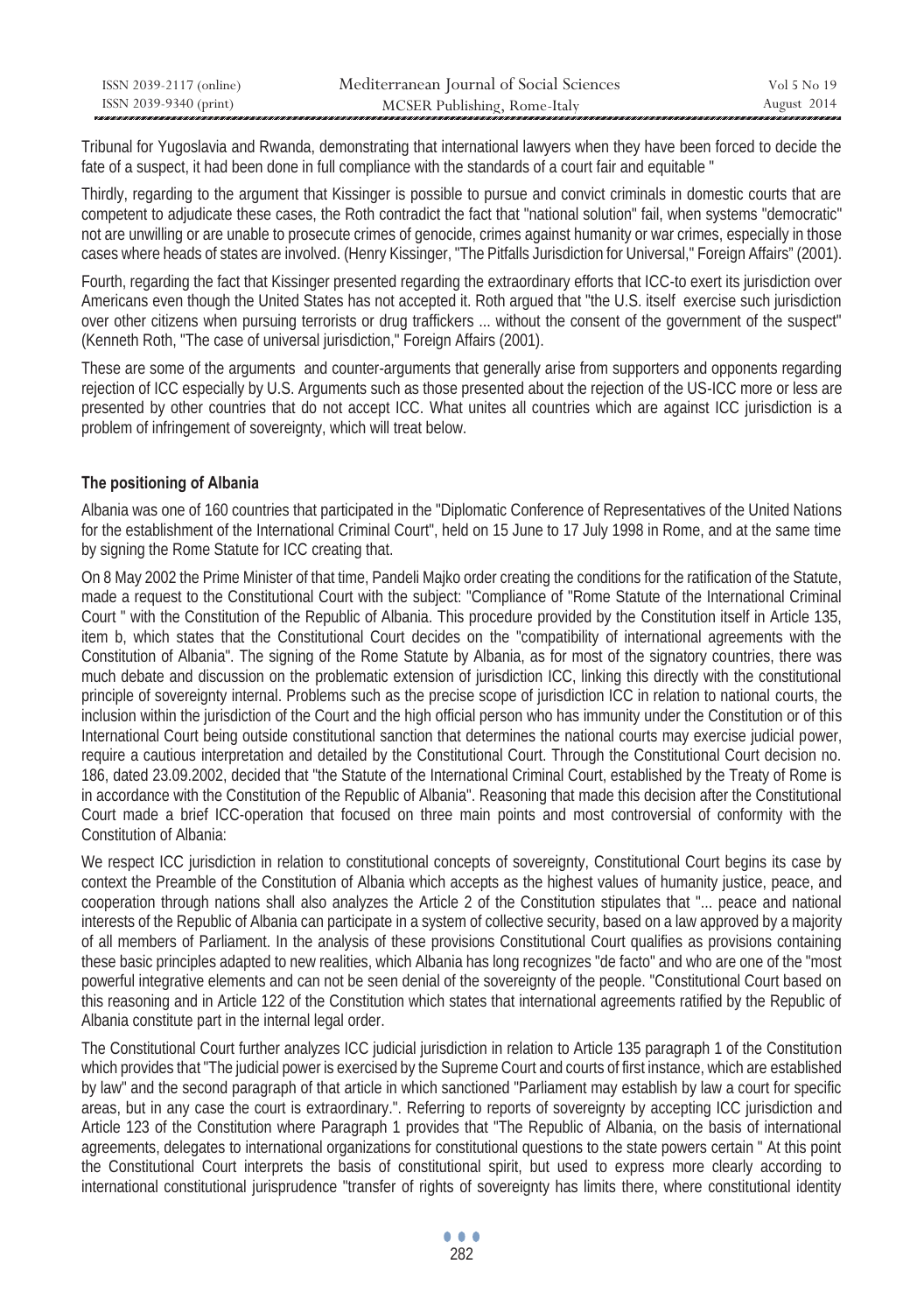Tribunal for Yugoslavia and Rwanda, demonstrating that international lawyers when they have been forced to decide the fate of a suspect, it had been done in full compliance with the standards of a court fair and equitable "

Thirdly, regarding to the argument that Kissinger is possible to pursue and convict criminals in domestic courts that are competent to adjudicate these cases, the Roth contradict the fact that "national solution" fail, when systems "democratic" not are unwilling or are unable to prosecute crimes of genocide, crimes against humanity or war crimes, especially in those cases where heads of states are involved. (Henry Kissinger, "The Pitfalls Jurisdiction for Universal," Foreign Affairs" (2001).

Fourth, regarding the fact that Kissinger presented regarding the extraordinary efforts that ICC-to exert its jurisdiction over Americans even though the United States has not accepted it. Roth argued that "the U.S. itself exercise such jurisdiction over other citizens when pursuing terrorists or drug traffickers ... without the consent of the government of the suspect" (Kenneth Roth, "The case of universal jurisdiction," Foreign Affairs (2001).

These are some of the arguments and counter-arguments that generally arise from supporters and opponents regarding rejection of ICC especially by U.S. Arguments such as those presented about the rejection of the US-ICC more or less are presented by other countries that do not accept ICC. What unites all countries which are against ICC jurisdiction is a problem of infringement of sovereignty, which will treat below.

## The positioning of Albania

Albania was one of 160 countries that participated in the "Diplomatic Conference of Representatives of the United Nations for the establishment of the International Criminal Court", held on 15 June to 17 July 1998 in Rome, and at the same time by signing the Rome Statute for ICC creating that.

On 8 May 2002 the Prime Minister of that time, Pandeli Majko order creating the conditions for the ratification of the Statute, made a request to the Constitutional Court with the subject: "Compliance of "Rome Statute of the International Criminal Court " with the Constitution of the Republic of Albania. This procedure provided by the Constitution itself in Article 135, item b, which states that the Constitutional Court decides on the "compatibility of international agreements with the Constitution of Albania". The signing of the Rome Statute by Albania, as for most of the signatory countries, there was much debate and discussion on the problematic extension of jurisdiction ICC, linking this directly with the constitutional principle of sovereignty internal. Problems such as the precise scope of jurisdiction ICC in relation to national courts, the inclusion within the jurisdiction of the Court and the high official person who has immunity under the Constitution or of this International Court being outside constitutional sanction that determines the national courts may exercise judicial power, require a cautious interpretation and detailed by the Constitutional Court. Through the Constitutional Court decision no. 186, dated 23.09.2002, decided that "the Statute of the International Criminal Court, established by the Treaty of Rome is in accordance with the Constitution of the Republic of Albania". Reasoning that made this decision after the Constitutional Court made a brief ICC-operation that focused on three main points and most controversial of conformity with the Constitution of Albania:

We respect ICC jurisdiction in relation to constitutional concepts of sovereignty, Constitutional Court begins its case by context the Preamble of the Constitution of Albania which accepts as the highest values of humanity justice, peace, and cooperation through nations shall also analyzes the Article 2 of the Constitution stipulates that "... peace and national interests of the Republic of Albania can participate in a system of collective security, based on a law approved by a majority of all members of Parliament. In the analysis of these provisions Constitutional Court qualifies as provisions containing these basic principles adapted to new realities, which Albania has long recognizes "de facto" and who are one of the "most powerful integrative elements and can not be seen denial of the sovereignty of the people. "Constitutional Court based on this reasoning and in Article 122 of the Constitution which states that international agreements ratified by the Republic of Albania constitute part in the internal legal order.

The Constitutional Court further analyzes ICC judicial jurisdiction in relation to Article 135 paragraph 1 of the Constitution which provides that "The judicial power is exercised by the Supreme Court and courts of first instance, which are established by law" and the second paragraph of that article in which sanctioned "Parliament may establish by law a court for specific areas, but in any case the court is extraordinary.". Referring to reports of sovereignty by accepting ICC jurisdiction and Article 123 of the Constitution where Paragraph 1 provides that "The Republic of Albania, on the basis of international agreements, delegates to international organizations for constitutional questions to the state powers certain " At this point the Constitutional Court interprets the basis of constitutional spirit, but used to express more clearly according to international constitutional jurisprudence "transfer of rights of sovereignty has limits there, where constitutional identity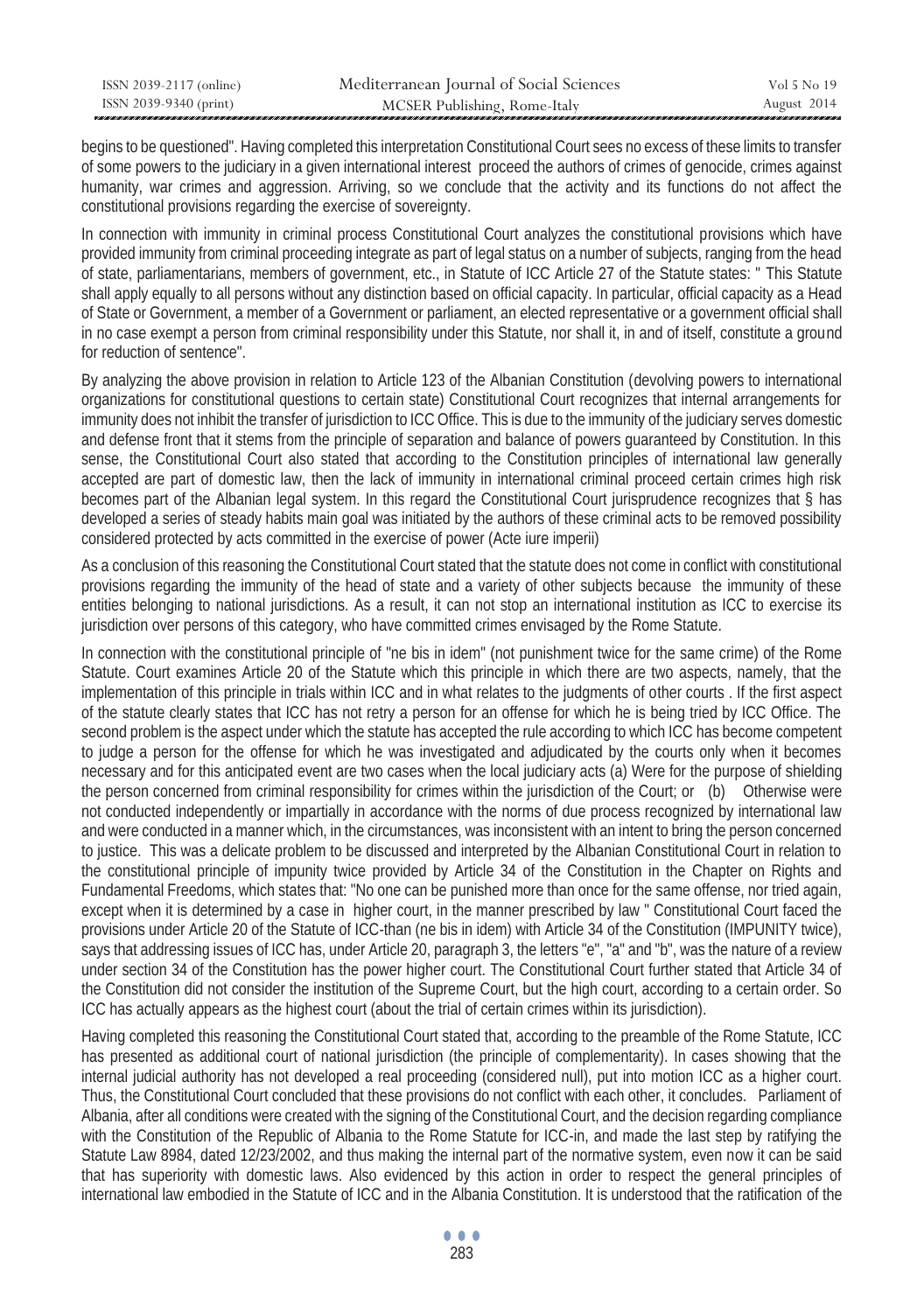begins to be questioned". Having completed this interpretation Constitutional Court sees no excess of these limits to transfer of some powers to the judiciary in a given international interest proceed the authors of crimes of genocide, crimes against humanity, war crimes and aggression. Arriving, so we conclude that the activity and its functions do not affect the constitutional provisions regarding the exercise of sovereignty.

In connection with immunity in criminal process Constitutional Court analyzes the constitutional provisions which have provided immunity from criminal proceeding integrate as part of legal status on a number of subjects, ranging from the head of state, parliamentarians, members of government, etc., in Statute of ICC Article 27 of the Statute states: " This Statute shall apply equally to all persons without any distinction based on official capacity. In particular, official capacity as a Head of State or Government, a member of a Government or parliament, an elected representative or a government official shall in no case exempt a person from criminal responsibility under this Statute, nor shall it, in and of itself, constitute a ground for reduction of sentence".

By analyzing the above provision in relation to Article 123 of the Albanian Constitution (devolving powers to international organizations for constitutional questions to certain state) Constitutional Court recognizes that internal arrangements for immunity does not inhibit the transfer of jurisdiction to ICC Office. This is due to the immunity of the judiciary serves domestic and defense front that it stems from the principle of separation and balance of powers guaranteed by Constitution. In this sense, the Constitutional Court also stated that according to the Constitution principles of international law generally accepted are part of domestic law, then the lack of immunity in international criminal proceed certain crimes high risk becomes part of the Albanian legal system. In this regard the Constitutional Court jurisprudence recognizes that § has developed a series of steady habits main goal was initiated by the authors of these criminal acts to be removed possibility considered protected by acts committed in the exercise of power (Acte iure imperii)

As a conclusion of this reasoning the Constitutional Court stated that the statute does not come in conflict with constitutional provisions regarding the immunity of the head of state and a variety of other subjects because the immunity of these entities belonging to national jurisdictions. As a result, it can not stop an international institution as ICC to exercise its jurisdiction over persons of this category, who have committed crimes envisaged by the Rome Statute.

In connection with the constitutional principle of "ne bis in idem" (not punishment twice for the same crime) of the Rome Statute. Court examines Article 20 of the Statute which this principle in which there are two aspects, namely, that the implementation of this principle in trials within ICC and in what relates to the judgments of other courts . If the first aspect of the statute clearly states that ICC has not retry a person for an offense for which he is being tried by ICC Office. The second problem is the aspect under which the statute has accepted the rule according to which ICC has become competent to judge a person for the offense for which he was investigated and adjudicated by the courts only when it becomes necessary and for this anticipated event are two cases when the local judiciary acts (a) Were for the purpose of shielding the person concerned from criminal responsibility for crimes within the jurisdiction of the Court; or (b) Otherwise were not conducted independently or impartially in accordance with the norms of due process recognized by international law and were conducted in a manner which, in the circumstances, was inconsistent with an intent to bring the person concerned to justice. This was a delicate problem to be discussed and interpreted by the Albanian Constitutional Court in relation to the constitutional principle of impunity twice provided by Article 34 of the Constitution in the Chapter on Rights and Fundamental Freedoms, which states that: "No one can be punished more than once for the same offense, nor tried again, except when it is determined by a case in higher court, in the manner prescribed by law " Constitutional Court faced the provisions under Article 20 of the Statute of ICC-than (ne bis in idem) with Article 34 of the Constitution (IMPUNITY twice), says that addressing issues of ICC has, under Article 20, paragraph 3, the letters "e", "a" and "b", was the nature of a review under section 34 of the Constitution has the power higher court. The Constitutional Court further stated that Article 34 of the Constitution did not consider the institution of the Supreme Court, but the high court, according to a certain order. So ICC has actually appears as the highest court (about the trial of certain crimes within its jurisdiction).

Having completed this reasoning the Constitutional Court stated that, according to the preamble of the Rome Statute, ICC has presented as additional court of national jurisdiction (the principle of complementarity). In cases showing that the internal judicial authority has not developed a real proceeding (considered null), put into motion ICC as a higher court. Thus, the Constitutional Court concluded that these provisions do not conflict with each other, it concludes. Parliament of Albania, after all conditions were created with the signing of the Constitutional Court, and the decision regarding compliance with the Constitution of the Republic of Albania to the Rome Statute for ICC-in, and made the last step by ratifying the Statute Law 8984, dated 12/23/2002, and thus making the internal part of the normative system, even now it can be said that has superiority with domestic laws. Also evidenced by this action in order to respect the general principles of international law embodied in the Statute of ICC and in the Albania Constitution. It is understood that the ratification of the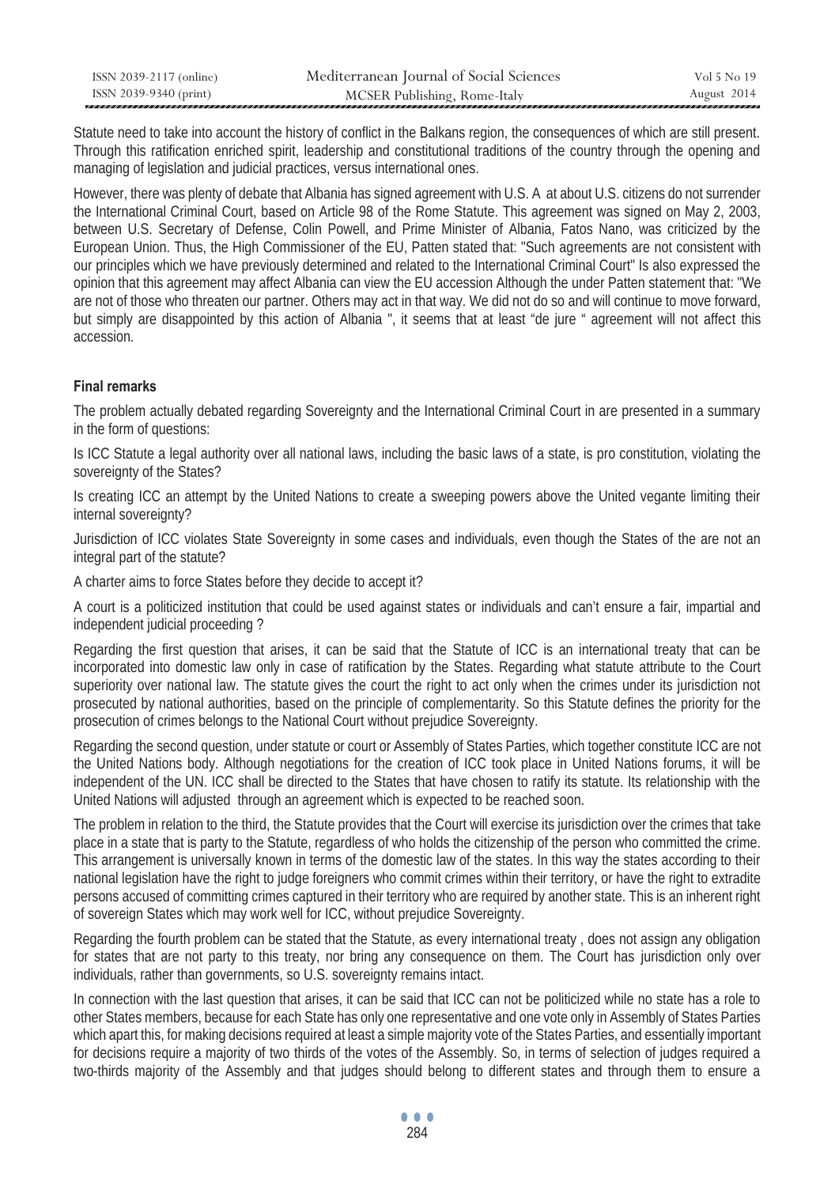Statute need to take into account the history of conflict in the Balkans region, the consequences of which are still present. Through this ratification enriched spirit, leadership and constitutional traditions of the country through the opening and managing of legislation and judicial practices, versus international ones.

However, there was plenty of debate that Albania has signed agreement with U.S. A at about U.S. citizens do not surrender the International Criminal Court, based on Article 98 of the Rome Statute. This agreement was signed on May 2, 2003, between U.S. Secretary of Defense, Colin Powell, and Prime Minister of Albania, Fatos Nano, was criticized by the European Union. Thus, the High Commissioner of the EU, Patten stated that: "Such agreements are not consistent with our principles which we have previously determined and related to the International Criminal Court" Is also expressed the opinion that this agreement may affect Albania can view the EU accession Although the under Patten statement that: "We are not of those who threaten our partner. Others may act in that way. We did not do so and will continue to move forward, but simply are disappointed by this action of Albania ", it seems that at least "de jure " agreement will not affect this accession.

### Final remarks

The problem actually debated regarding Sovereignty and the International Criminal Court in are presented in a summary in the form of questions:

Is ICC Statute a legal authority over all national laws, including the basic laws of a state, is pro constitution, violating the sovereignty of the States?

Is creating ICC an attempt by the United Nations to create a sweeping powers above the United vegante limiting their internal sovereignty?

Jurisdiction of ICC violates State Sovereignty in some cases and individuals, even though the States of the are not an integral part of the statute?

A charter aims to force States before they decide to accept it?

A court is a politicized institution that could be used against states or individuals and can't ensure a fair, impartial and independent judicial proceeding ?

Regarding the first question that arises, it can be said that the Statute of ICC is an international treaty that can be incorporated into domestic law only in case of ratification by the States. Regarding what statute attribute to the Court superiority over national law. The statute gives the court the right to act only when the crimes under its jurisdiction not prosecuted by national authorities, based on the principle of complementarity. So this Statute defines the priority for the prosecution of crimes belongs to the National Court without prejudice Sovereignty.

Regarding the second question, under statute or court or Assembly of States Parties, which together constitute ICC are not the United Nations body. Although negotiations for the creation of ICC took place in United Nations forums, it will be independent of the UN. ICC shall be directed to the States that have chosen to ratify its statute. Its relationship with the United Nations will adjusted through an agreement which is expected to be reached soon.

The problem in relation to the third, the Statute provides that the Court will exercise its jurisdiction over the crimes that take place in a state that is party to the Statute, regardless of who holds the citizenship of the person who committed the crime. This arrangement is universally known in terms of the domestic law of the states. In this way the states according to their national legislation have the right to judge foreigners who commit crimes within their territory, or have the right to extradite persons accused of committing crimes captured in their territory who are required by another state. This is an inherent right of sovereign States which may work well for ICC, without prejudice Sovereignty.

Regarding the fourth problem can be stated that the Statute, as every international treaty , does not assign any obligation for states that are not party to this treaty, nor bring any consequence on them. The Court has jurisdiction only over individuals, rather than governments, so U.S. sovereignty remains intact.

In connection with the last question that arises, it can be said that ICC can not be politicized while no state has a role to other States members, because for each State has only one representative and one vote only in Assembly of States Parties which apart this, for making decisions required at least a simple majority vote of the States Parties, and essentially important for decisions require a majority of two thirds of the votes of the Assembly. So, in terms of selection of judges required a two-thirds majority of the Assembly and that judges should belong to different states and through them to ensure a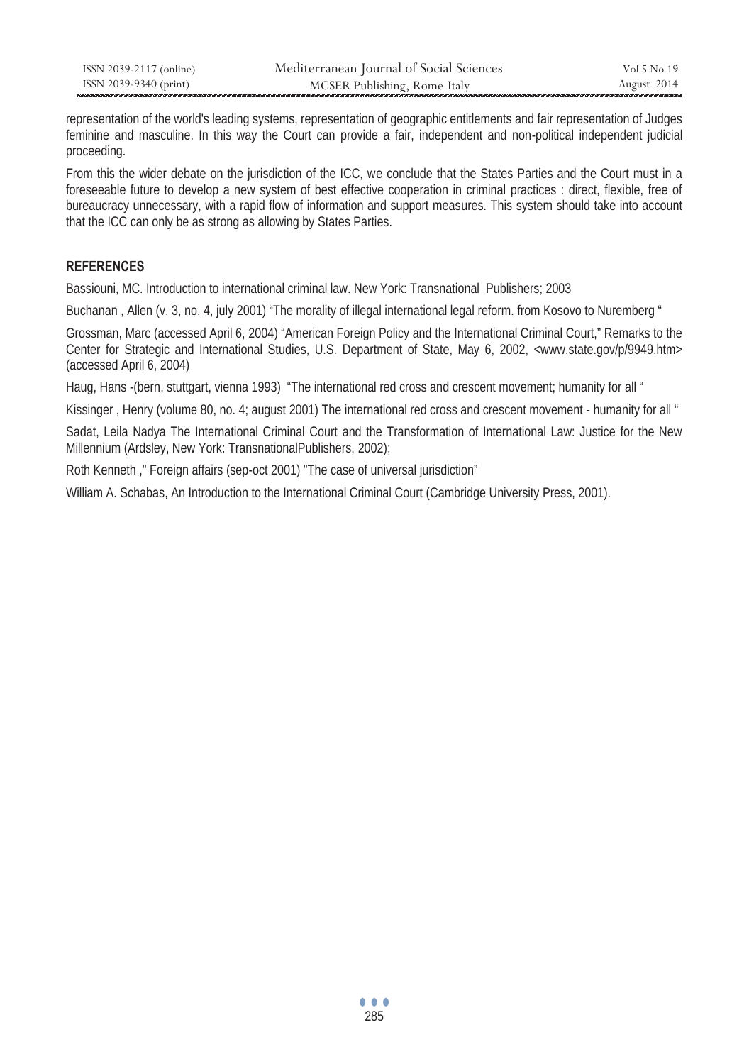representation of the world's leading systems, representation of geographic entitlements and fair representation of Judges feminine and masculine. In this way the Court can provide a fair, independent and non-political independent judicial proceeding.

From this the wider debate on the jurisdiction of the ICC, we conclude that the States Parties and the Court must in a foreseeable future to develop a new system of best effective cooperation in criminal practices : direct, flexible, free of bureaucracy unnecessary, with a rapid flow of information and support measures. This system should take into account that the ICC can only be as strong as allowing by States Parties.

## REFERENCES

Bassiouni, MC. Introduction to international criminal law. New York: Transnational Publishers; 2003

Buchanan , Allen (v. 3, no. 4, july 2001) "The morality of illegal international legal reform. from Kosovo to Nuremberg "

Grossman, Marc (accessed April 6, 2004) "American Foreign Policy and the International Criminal Court," Remarks to the Center for Strategic and International Studies, U.S. Department of State, May 6, 2002, <www.state.gov/p/9949.htm> (accessed April 6, 2004)

Haug, Hans -(bern, stuttgart, vienna 1993) "The international red cross and crescent movement; humanity for all "

Kissinger , Henry (volume 80, no. 4; august 2001) The international red cross and crescent movement - humanity for all "

Sadat, Leila Nadya The International Criminal Court and the Transformation of International Law: Justice for the New Millennium (Ardsley, New York: TransnationalPublishers, 2002);

Roth Kenneth ," Foreign affairs (sep-oct 2001) "The case of universal jurisdiction"

William A. Schabas, An Introduction to the International Criminal Court (Cambridge University Press, 2001).